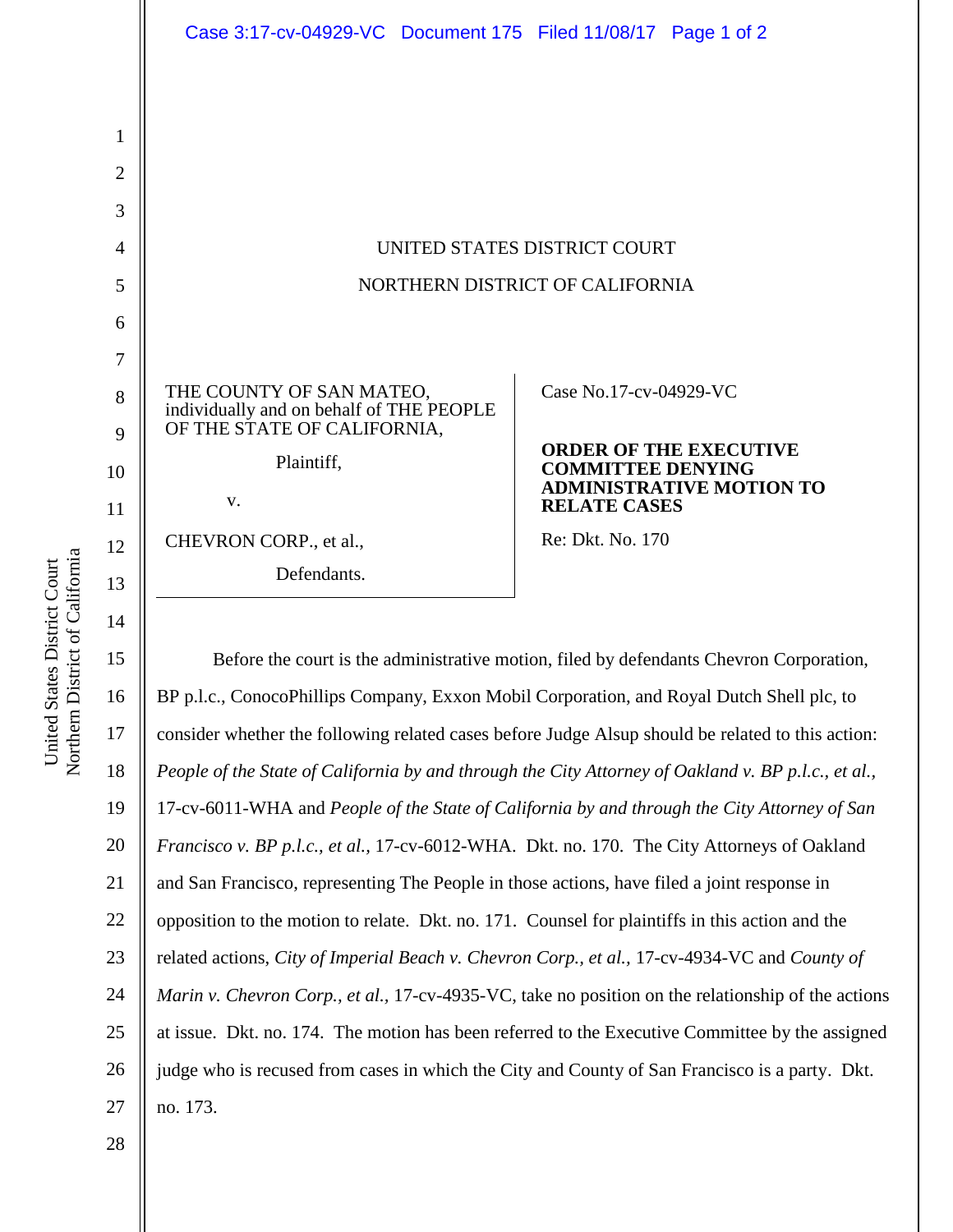UNITED STATES DISTRICT COURT

NORTHERN DISTRICT OF CALIFORNIA

THE COUNTY OF SAN MATEO, individually and on behalf of THE PEOPLE OF THE STATE OF CALIFORNIA,

Plaintiff,

v.

CHEVRON CORP., et al.,

Defendants.

Case No.17-cv-04929-VC

**ORDER OF THE EXECUTIVE COMMITTEE DENYING ADMINISTRATIVE MOTION TO RELATE CASES**

Re: Dkt. No. 170

Before the court is the administrative motion, filed by defendants Chevron Corporation, BP p.l.c., ConocoPhillips Company, Exxon Mobil Corporation, and Royal Dutch Shell plc, to consider whether the following related cases before Judge Alsup should be related to this action: *People of the State of California by and through the City Attorney of Oakland v. BP p.l.c., et al.,* 17-cv-6011-WHA and *People of the State of California by and through the City Attorney of San Francisco v. BP p.l.c., et al.,* 17-cv-6012-WHA. Dkt. no. 170. The City Attorneys of Oakland and San Francisco, representing The People in those actions, have filed a joint response in opposition to the motion to relate. Dkt. no. 171. Counsel for plaintiffs in this action and the related actions, *City of Imperial Beach v. Chevron Corp., et al.,* 17-cv-4934-VC and *County of Marin v. Chevron Corp., et al.,* 17-cv-4935-VC, take no position on the relationship of the actions at issue. Dkt. no. 174. The motion has been referred to the Executive Committee by the assigned judge who is recused from cases in which the City and County of San Francisco is a party. Dkt. no. 173.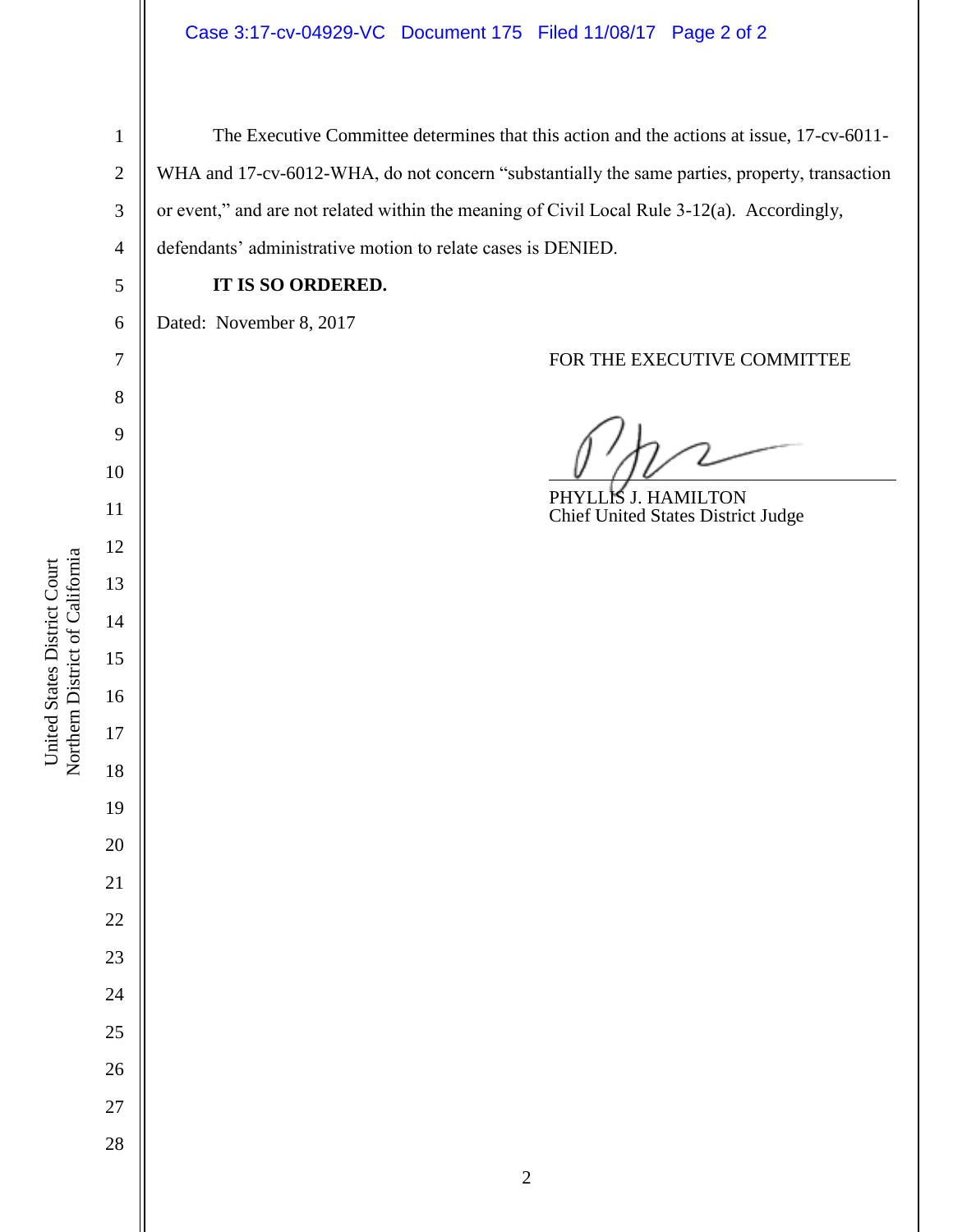The Executive Committee determines that this action and the actions at issue, 17-cv-6011-WHA and 17-cv-6012-WHA, do not concern "substantially the same parties, property, transaction or event," and are not related within the meaning of Civil Local Rule 3-12(a). Accordingly, defendants' administrative motion to relate cases is DENIED.

**IT IS SO ORDERED.**

Dated: November 8, 2017

FOR THE EXECUTIVE COMMITTEE

PHYLLIS J. HAMILTON
Chief United States District Judge